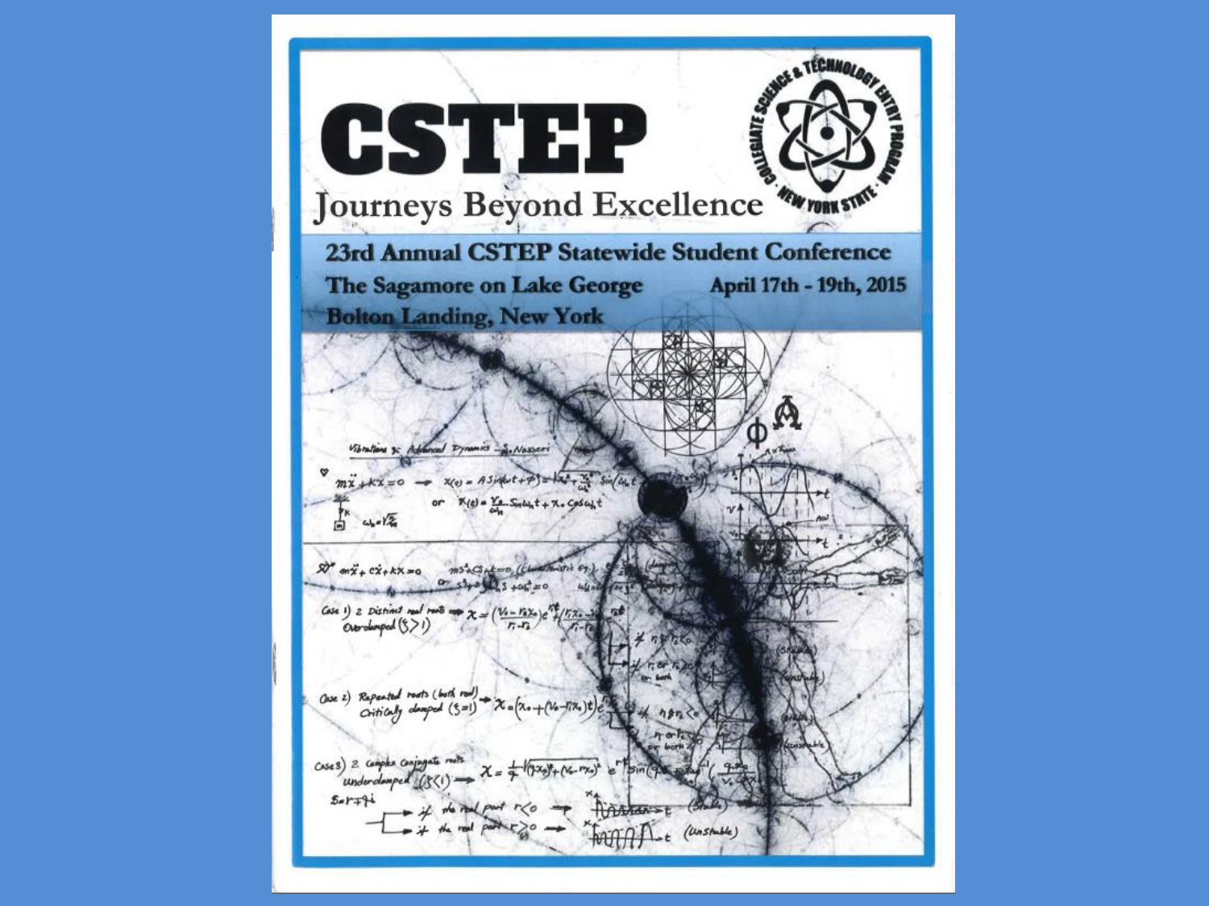# CSTEP

## Journeys Beyond Excellence

COLLEGIATE SCIENCE & TECHNOLOGY ENTRY PROGRAM · NEW YORK STATE ·

**23rd Annual CSTEP Statewide Student Conference**

**The Sagamore on Lake George**

**Bolton Landing, New York**

**April 17th - 19th, 2015**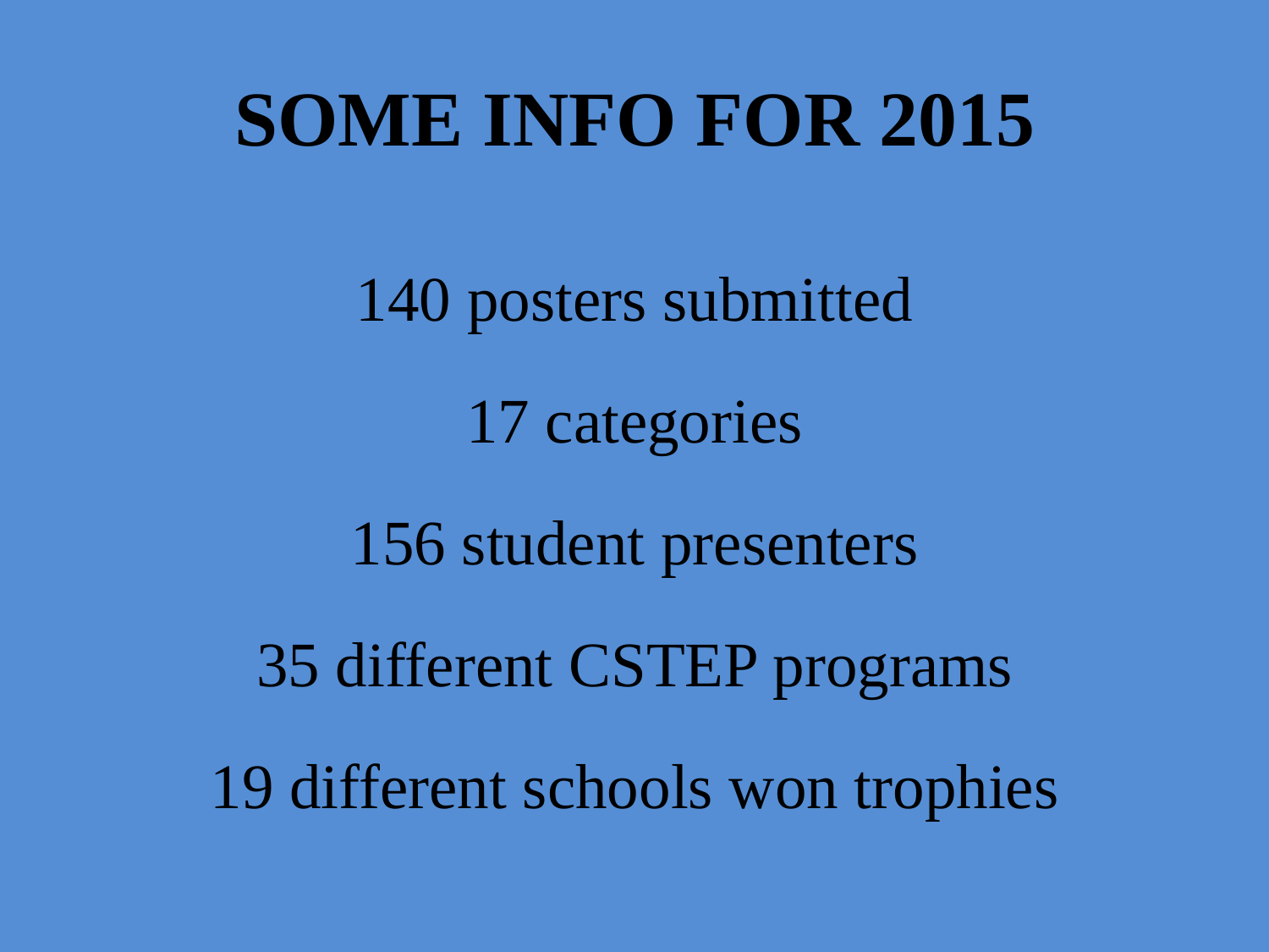# SOME INFO FOR 2015

140 posters submitted

17 categories

156 student presenters

35 different CSTEP programs

19 different schools won trophies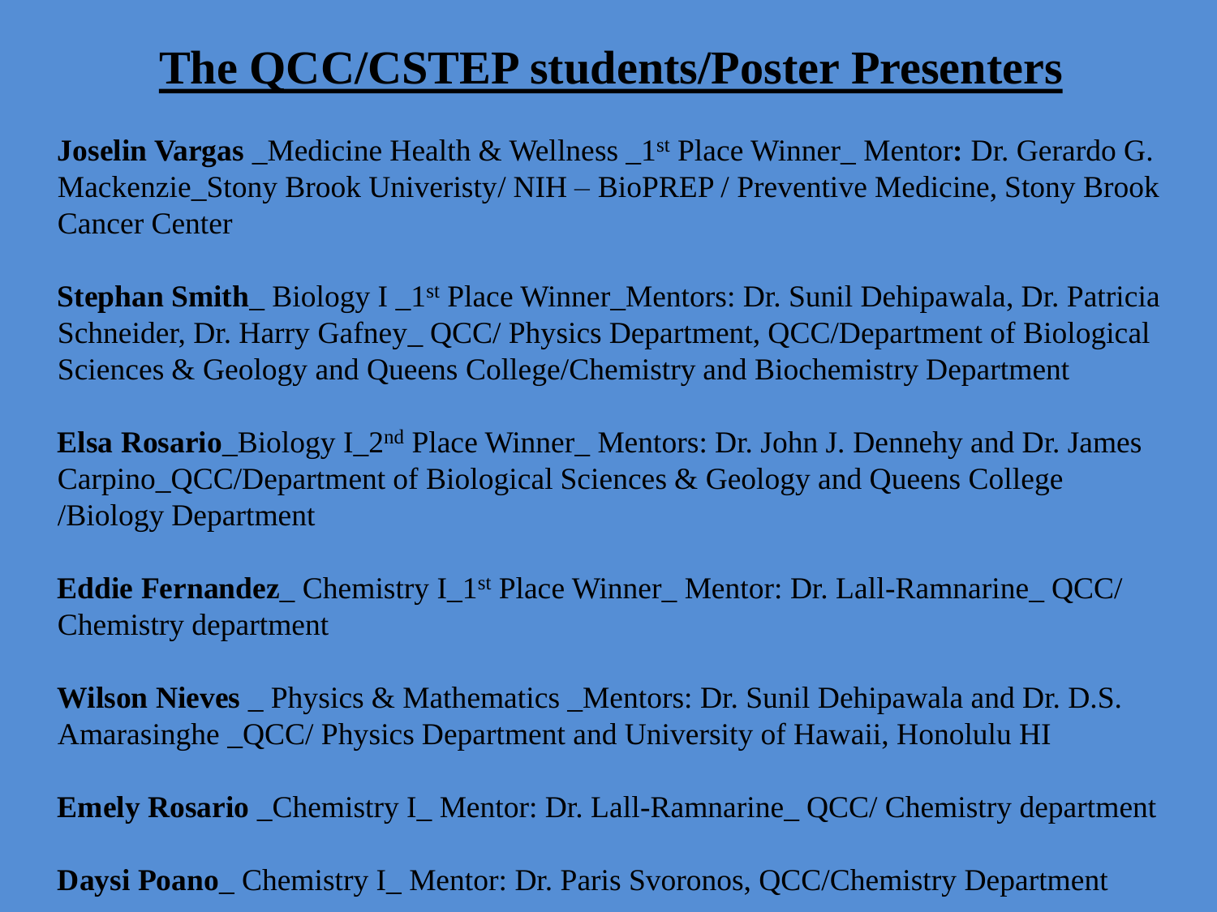# The QCC/CSTEP students/Poster Presenters

**Joselin Vargas** _Medicine Health & Wellness _1st Place Winner_ Mentor**:** Dr. Gerardo G. Mackenzie_Stony Brook Univeristy/ NIH – BioPREP / Preventive Medicine, Stony Brook Cancer Center

**Stephan Smith**_ Biology I _1st Place Winner_Mentors: Dr. Sunil Dehipawala, Dr. Patricia Schneider, Dr. Harry Gafney_ QCC/ Physics Department, QCC/Department of Biological Sciences & Geology and Queens College/Chemistry and Biochemistry Department

**Elsa Rosario**_Biology I_2nd Place Winner_ Mentors: Dr. John J. Dennehy and Dr. James Carpino_QCC/Department of Biological Sciences & Geology and Queens College /Biology Department

**Eddie Fernandez**_ Chemistry I_1st Place Winner_ Mentor: Dr. Lall-Ramnarine_ QCC/ Chemistry department

**Wilson Nieves** _ Physics & Mathematics _Mentors: Dr. Sunil Dehipawala and Dr. D.S. Amarasinghe _QCC/ Physics Department and University of Hawaii, Honolulu HI

**Emely Rosario** _Chemistry I_ Mentor: Dr. Lall-Ramnarine_ QCC/ Chemistry department

**Daysi Poano**_ Chemistry I_ Mentor: Dr. Paris Svoronos, QCC/Chemistry Department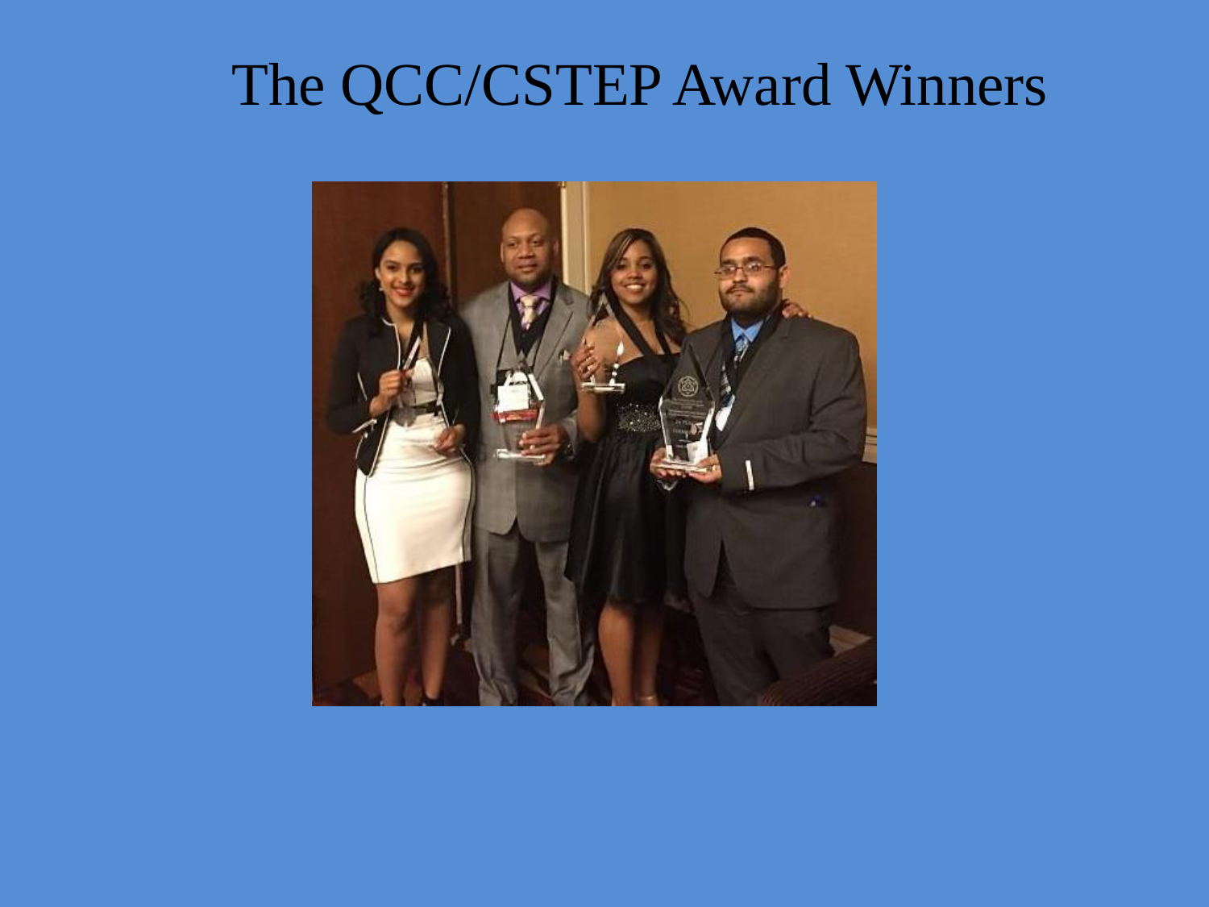# The QCC/CSTEP Award Winners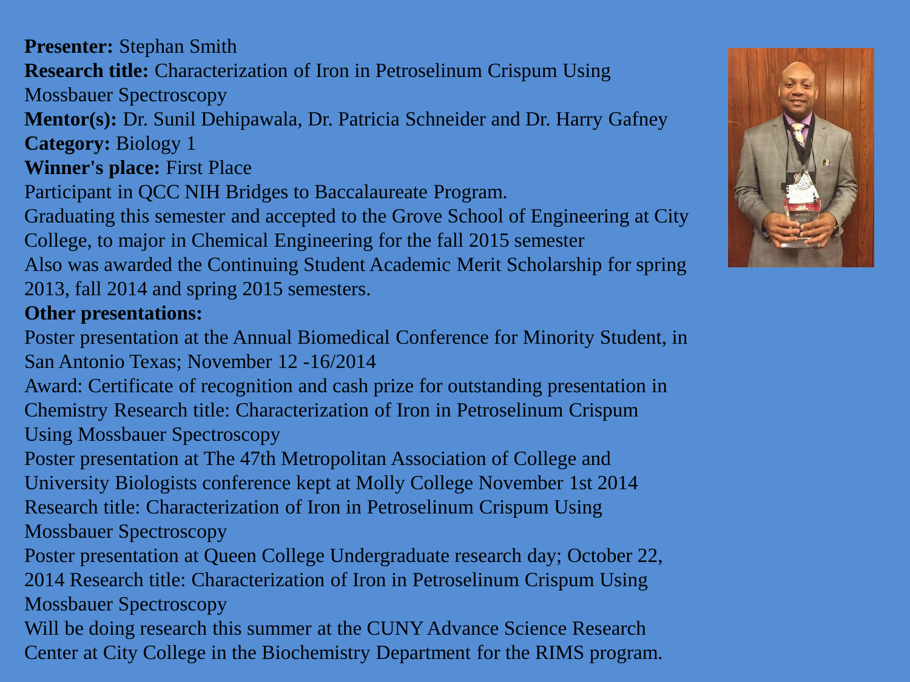**Presenter:** Stephan Smith
**Research title:** Characterization of Iron in Petroselinum Crispum Using Mossbauer Spectroscopy
**Mentor(s):** Dr. Sunil Dehipawala, Dr. Patricia Schneider and Dr. Harry Gafney
**Category:** Biology 1
**Winner's place:** First Place
Participant in QCC NIH Bridges to Baccalaureate Program.
Graduating this semester and accepted to the Grove School of Engineering at City College, to major in Chemical Engineering for the fall 2015 semester
Also was awarded the Continuing Student Academic Merit Scholarship for spring 2013, fall 2014 and spring 2015 semesters.
**Other presentations:**
Poster presentation at the Annual Biomedical Conference for Minority Student, in San Antonio Texas; November 12 -16/2014
Award: Certificate of recognition and cash prize for outstanding presentation in Chemistry Research title: Characterization of Iron in Petroselinum Crispum Using Mossbauer Spectroscopy
Poster presentation at The 47th Metropolitan Association of College and University Biologists conference kept at Molly College November 1st 2014 Research title: Characterization of Iron in Petroselinum Crispum Using Mossbauer Spectroscopy
Poster presentation at Queen College Undergraduate research day; October 22, 2014 Research title: Characterization of Iron in Petroselinum Crispum Using Mossbauer Spectroscopy
Will be doing research this summer at the CUNY Advance Science Research Center at City College in the Biochemistry Department for the RIMS program.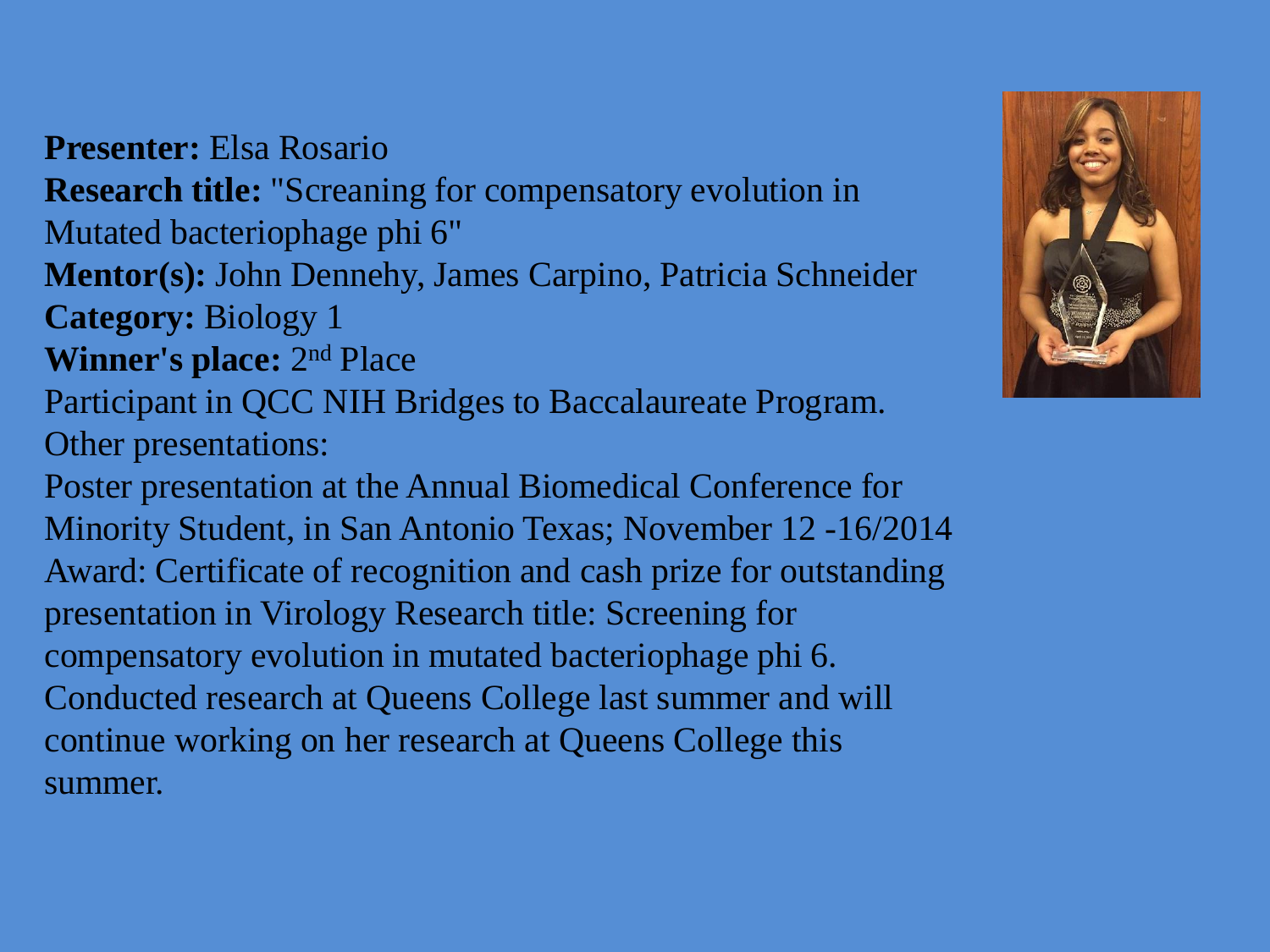**Presenter:** Elsa Rosario
**Research title:** "Screaning for compensatory evolution in Mutated bacteriophage phi 6"
**Mentor(s):** John Dennehy, James Carpino, Patricia Schneider
**Category:** Biology 1
**Winner's place:** 2nd Place
Participant in QCC NIH Bridges to Baccalaureate Program.
Other presentations:
Poster presentation at the Annual Biomedical Conference for Minority Student, in San Antonio Texas; November 12 -16/2014
Award: Certificate of recognition and cash prize for outstanding presentation in Virology Research title: Screening for compensatory evolution in mutated bacteriophage phi 6.
Conducted research at Queens College last summer and will continue working on her research at Queens College this summer.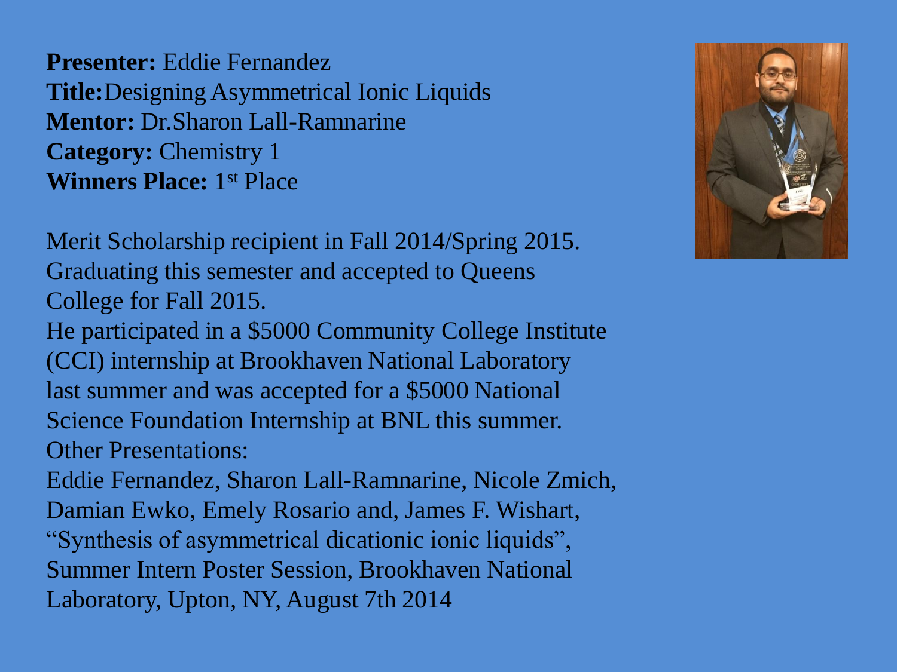**Presenter:** Eddie Fernandez
**Title:**Designing Asymmetrical Ionic Liquids
**Mentor:** Dr.Sharon Lall-Ramnarine
**Category:** Chemistry 1
**Winners Place:** 1st Place

Merit Scholarship recipient in Fall 2014/Spring 2015. Graduating this semester and accepted to Queens College for Fall 2015.

He participated in a $5000 Community College Institute (CCI) internship at Brookhaven National Laboratory last summer and was accepted for a $5000 National Science Foundation Internship at BNL this summer.

Other Presentations:

Eddie Fernandez, Sharon Lall-Ramnarine, Nicole Zmich, Damian Ewko, Emely Rosario and, James F. Wishart, "Synthesis of asymmetrical dicationic ionic liquids", Summer Intern Poster Session, Brookhaven National Laboratory, Upton, NY, August 7th 2014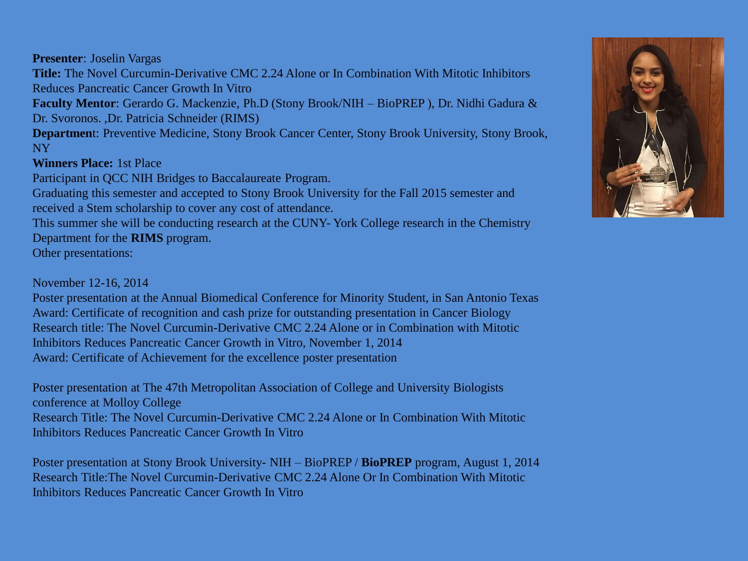**Presenter**: Joselin Vargas
**Title:** The Novel Curcumin-Derivative CMC 2.24 Alone or In Combination With Mitotic Inhibitors Reduces Pancreatic Cancer Growth In Vitro
**Faculty Mentor**: Gerardo G. Mackenzie, Ph.D (Stony Brook/NIH – BioPREP ), Dr. Nidhi Gadura & Dr. Svoronos. ,Dr. Patricia Schneider (RIMS)
**Departmen**t: Preventive Medicine, Stony Brook Cancer Center, Stony Brook University, Stony Brook, NY
**Winners Place:** 1st Place
Participant in QCC NIH Bridges to Baccalaureate Program.
Graduating this semester and accepted to Stony Brook University for the Fall 2015 semester and received a Stem scholarship to cover any cost of attendance.
This summer she will be conducting research at the CUNY- York College research in the Chemistry Department for the **RIMS** program.
Other presentations:

November 12-16, 2014
Poster presentation at the Annual Biomedical Conference for Minority Student, in San Antonio Texas
Award: Certificate of recognition and cash prize for outstanding presentation in Cancer Biology
Research title: The Novel Curcumin-Derivative CMC 2.24 Alone or in Combination with Mitotic Inhibitors Reduces Pancreatic Cancer Growth in Vitro, November 1, 2014
Award: Certificate of Achievement for the excellence poster presentation

Poster presentation at The 47th Metropolitan Association of College and University Biologists conference at Molloy College
Research Title: The Novel Curcumin-Derivative CMC 2.24 Alone or In Combination With Mitotic Inhibitors Reduces Pancreatic Cancer Growth In Vitro

Poster presentation at Stony Brook University- NIH – BioPREP / **BioPREP** program, August 1, 2014
Research Title:The Novel Curcumin-Derivative CMC 2.24 Alone Or In Combination With Mitotic Inhibitors Reduces Pancreatic Cancer Growth In Vitro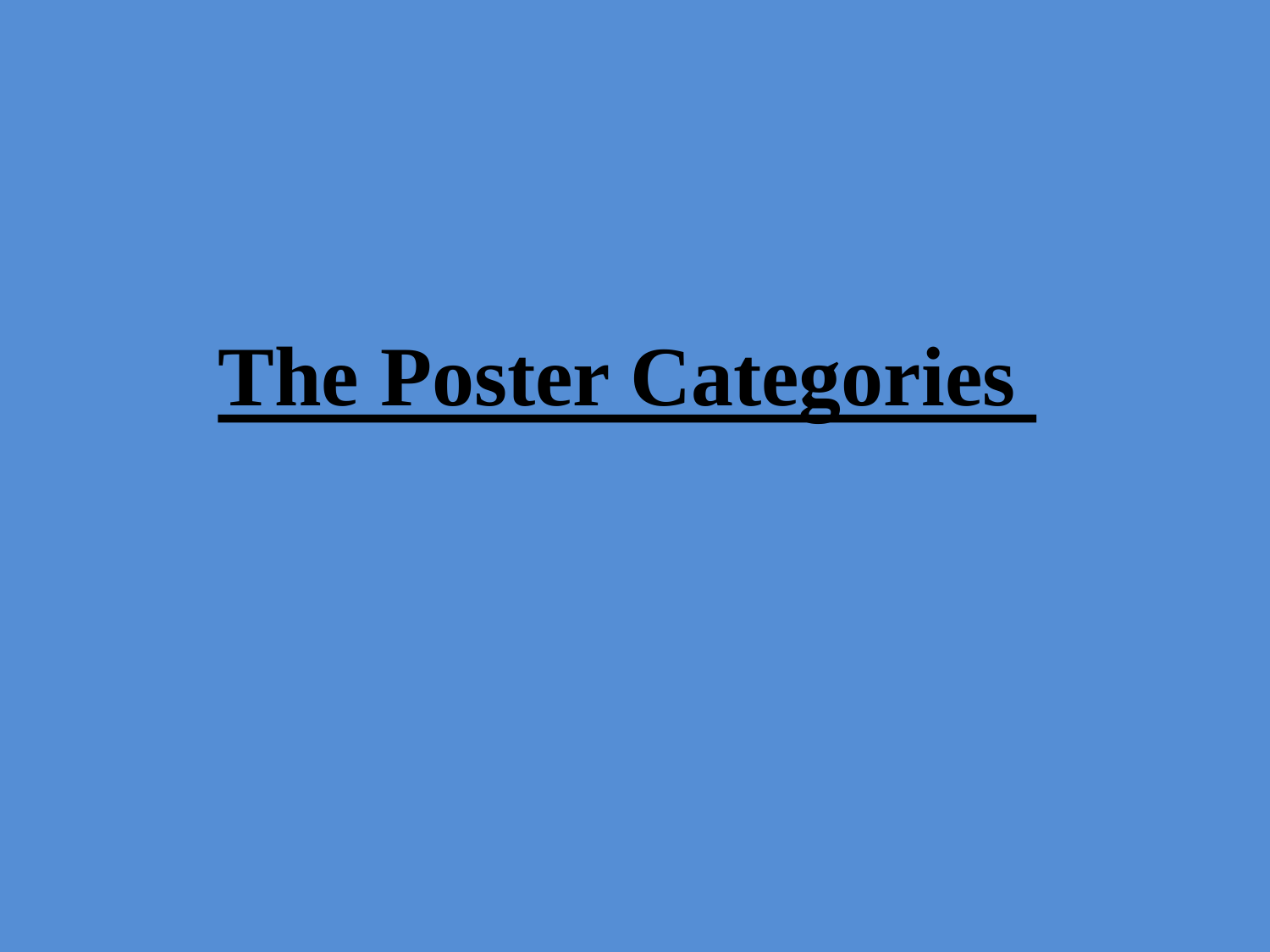# **The Poster Categories**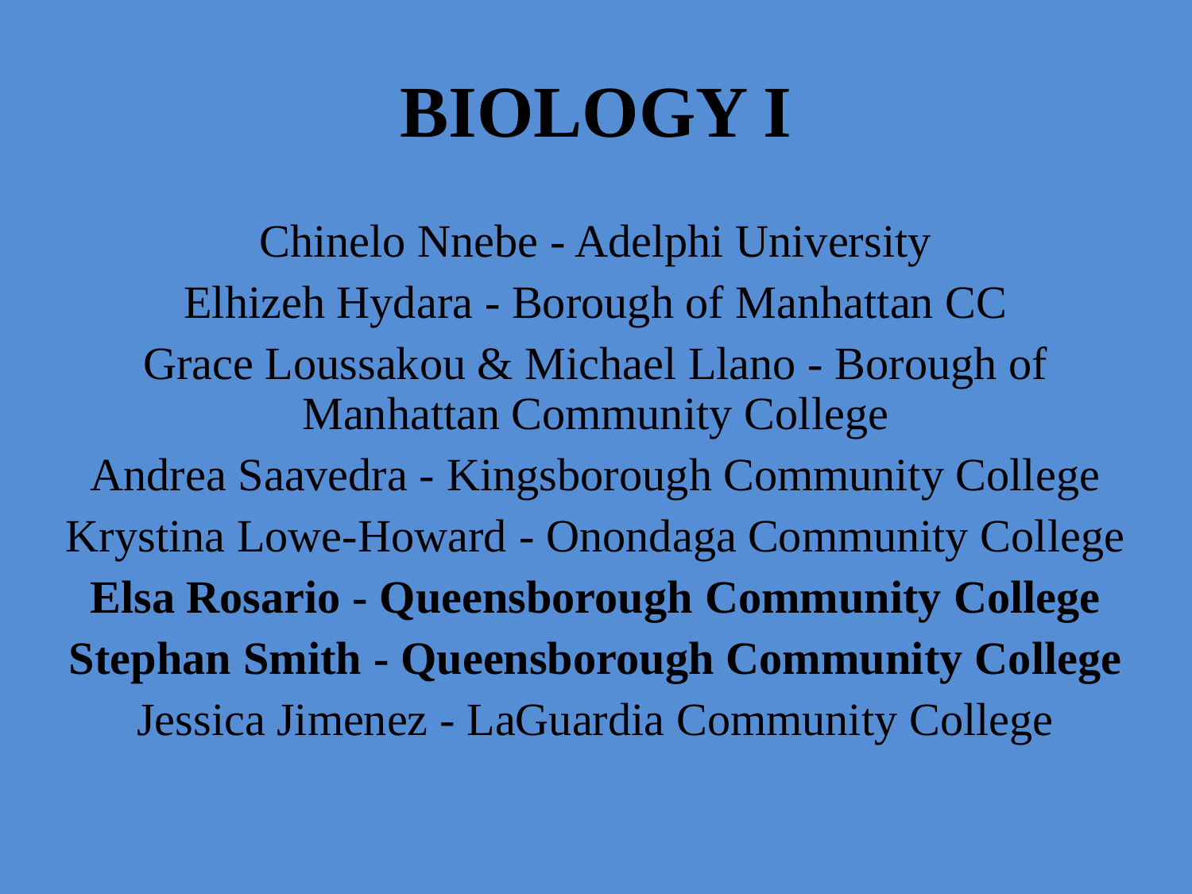# BIOLOGY I

Chinelo Nnebe - Adelphi University

Elhizeh Hydara - Borough of Manhattan CC

Grace Loussakou & Michael Llano - Borough of Manhattan Community College

Andrea Saavedra - Kingsborough Community College

Krystina Lowe-Howard - Onondaga Community College

**Elsa Rosario - Queensborough Community College**

**Stephan Smith - Queensborough Community College**

Jessica Jimenez - LaGuardia Community College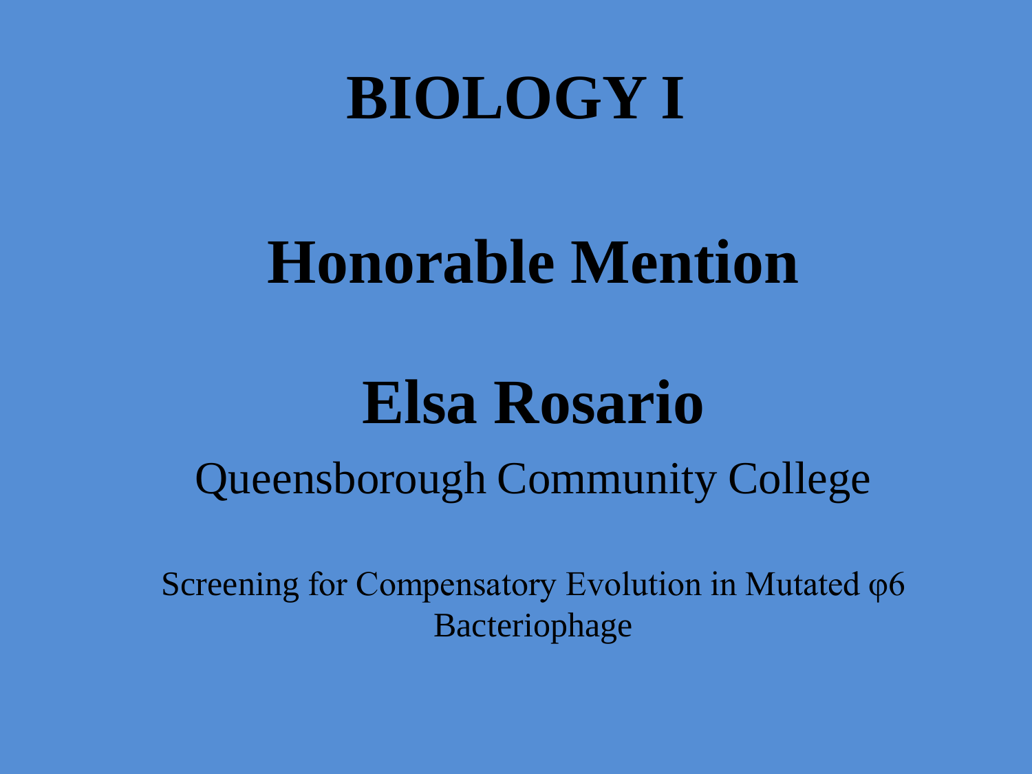# BIOLOGY I

# Honorable Mention

# Elsa Rosario

Queensborough Community College

Screening for Compensatory Evolution in Mutated φ6 Bacteriophage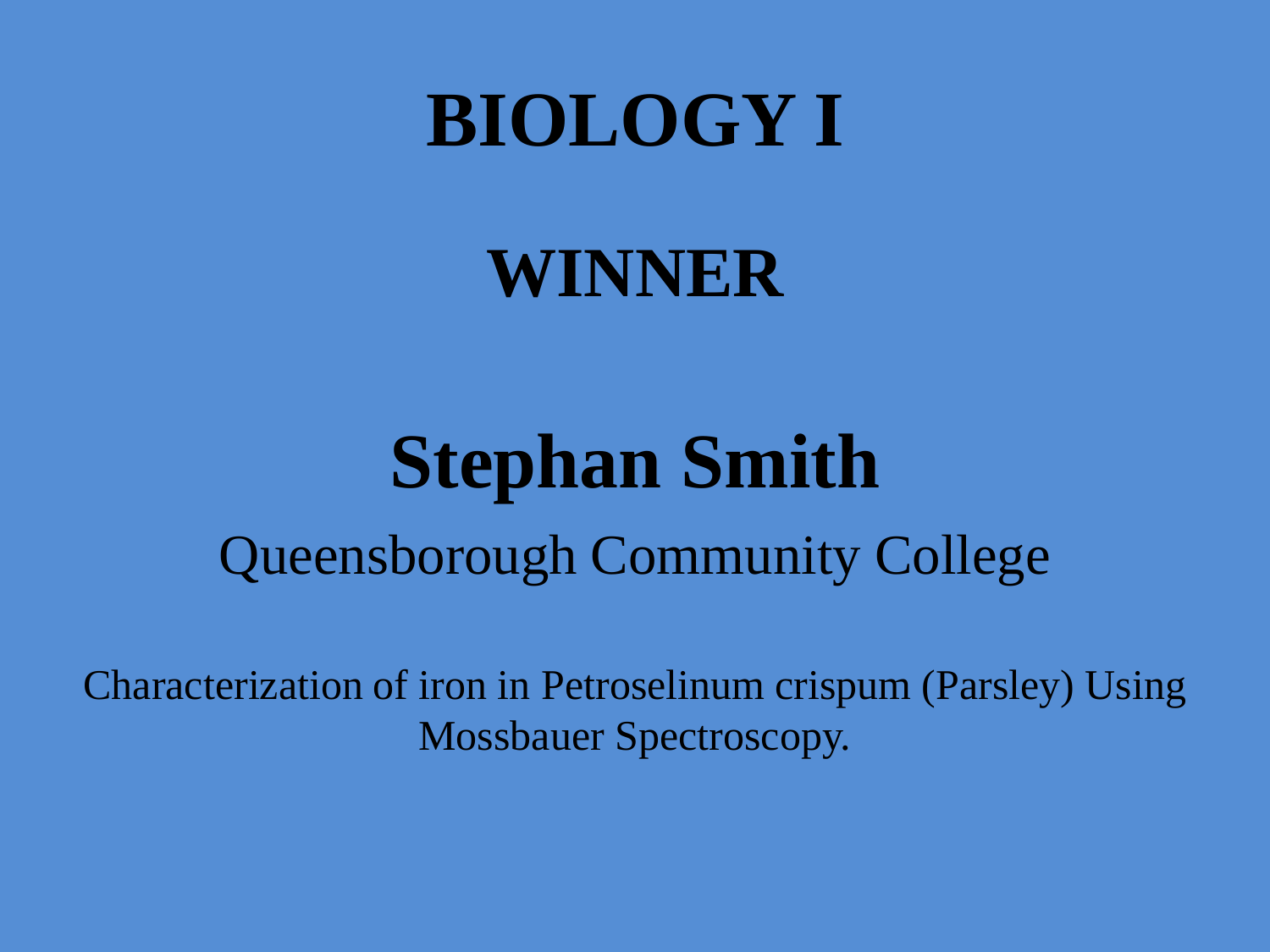# BIOLOGY I

## WINNER

## Stephan Smith

Queensborough Community College

Characterization of iron in Petroselinum crispum (Parsley) Using Mossbauer Spectroscopy.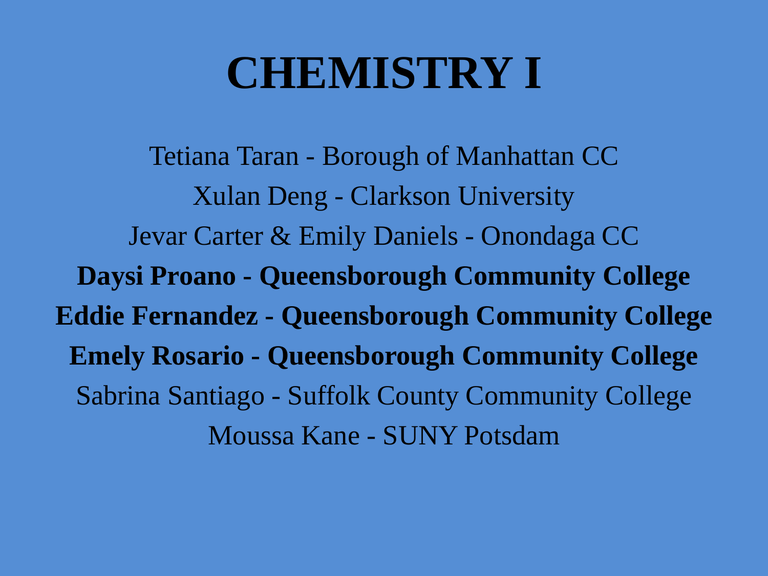# CHEMISTRY I

Tetiana Taran - Borough of Manhattan CC

Xulan Deng - Clarkson University

Jevar Carter & Emily Daniels - Onondaga CC

**Daysi Proano - Queensborough Community College**

**Eddie Fernandez - Queensborough Community College**

**Emely Rosario - Queensborough Community College**

Sabrina Santiago - Suffolk County Community College

Moussa Kane - SUNY Potsdam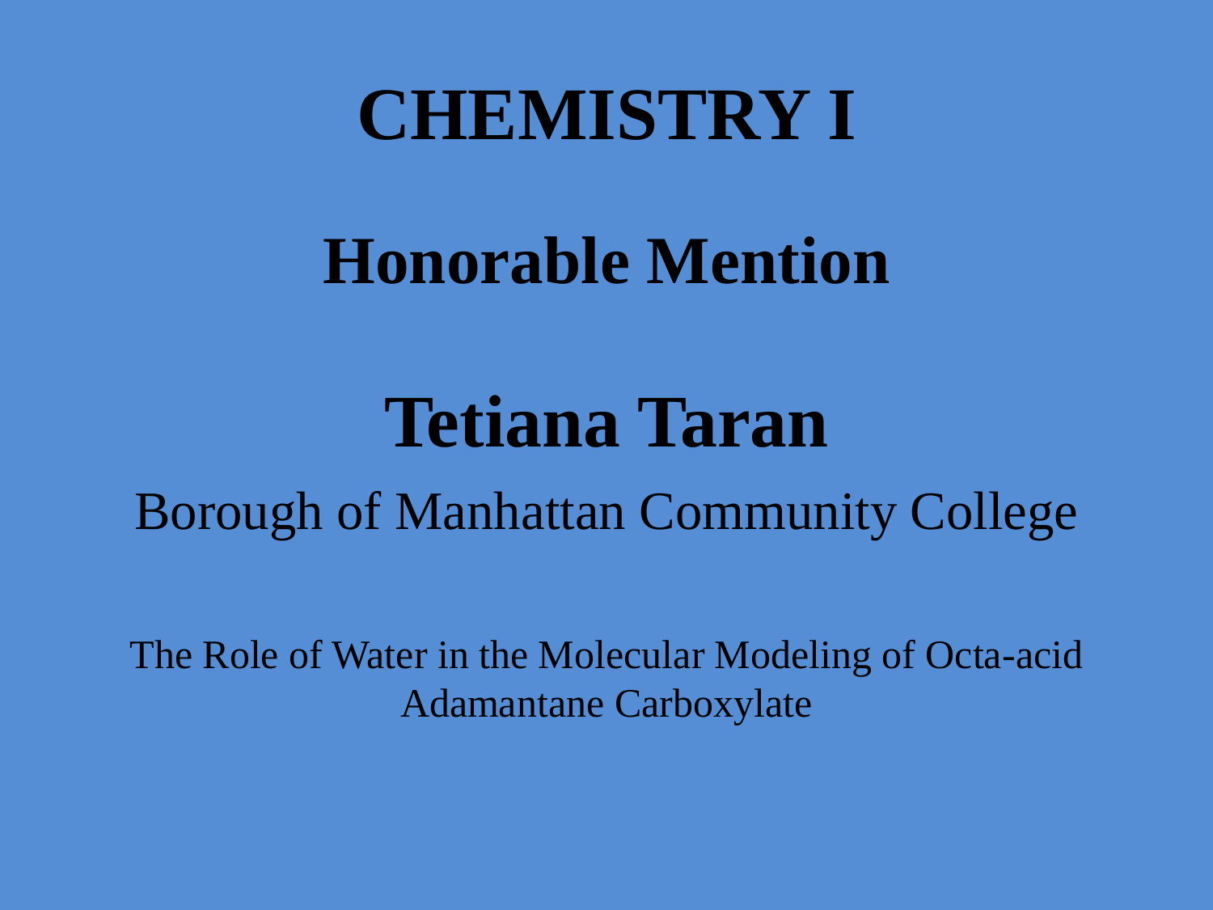# CHEMISTRY I

## Honorable Mention

## Tetiana Taran

Borough of Manhattan Community College

The Role of Water in the Molecular Modeling of Octa-acid Adamantane Carboxylate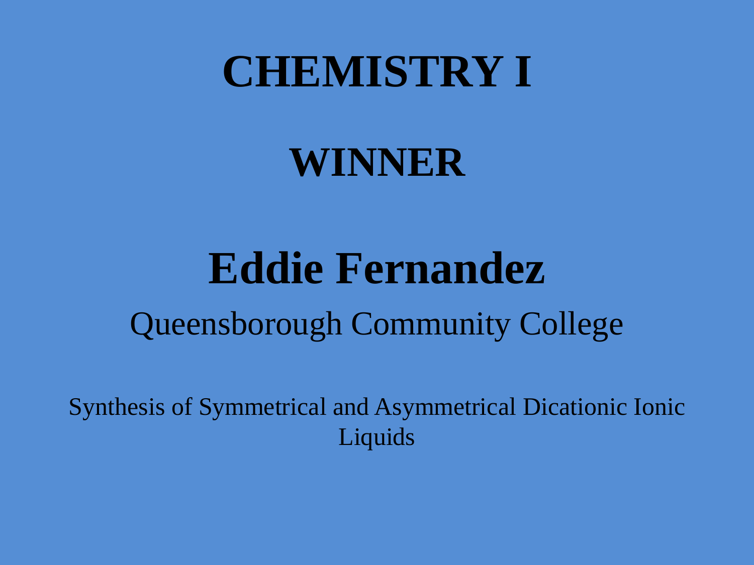# CHEMISTRY I

## WINNER

# Eddie Fernandez

Queensborough Community College

Synthesis of Symmetrical and Asymmetrical Dicationic Ionic Liquids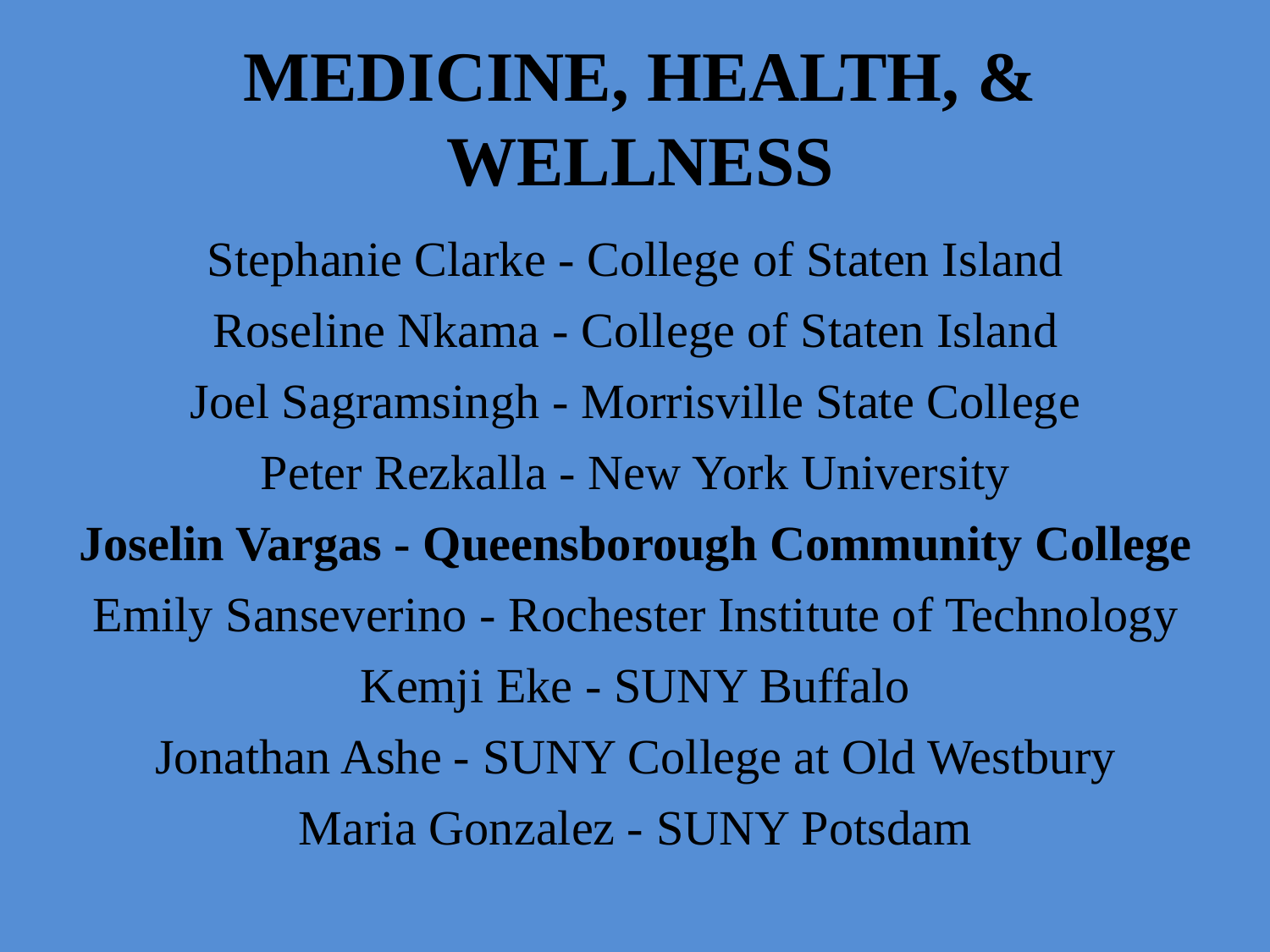# MEDICINE, HEALTH, & WELLNESS

Stephanie Clarke - College of Staten Island

Roseline Nkama - College of Staten Island

Joel Sagramsingh - Morrisville State College

Peter Rezkalla - New York University

**Joselin Vargas - Queensborough Community College**

Emily Sanseverino - Rochester Institute of Technology

Kemji Eke - SUNY Buffalo

Jonathan Ashe - SUNY College at Old Westbury

Maria Gonzalez - SUNY Potsdam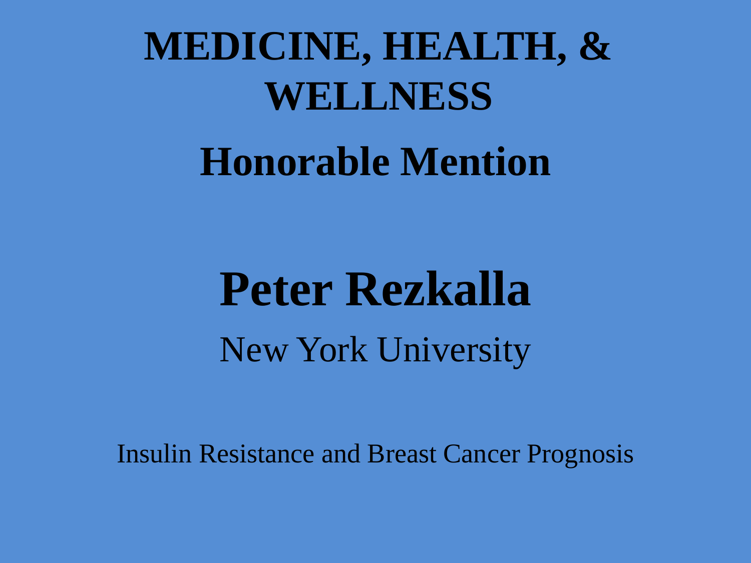# MEDICINE, HEALTH, & WELLNESS

## Honorable Mention

# Peter Rezkalla

New York University

Insulin Resistance and Breast Cancer Prognosis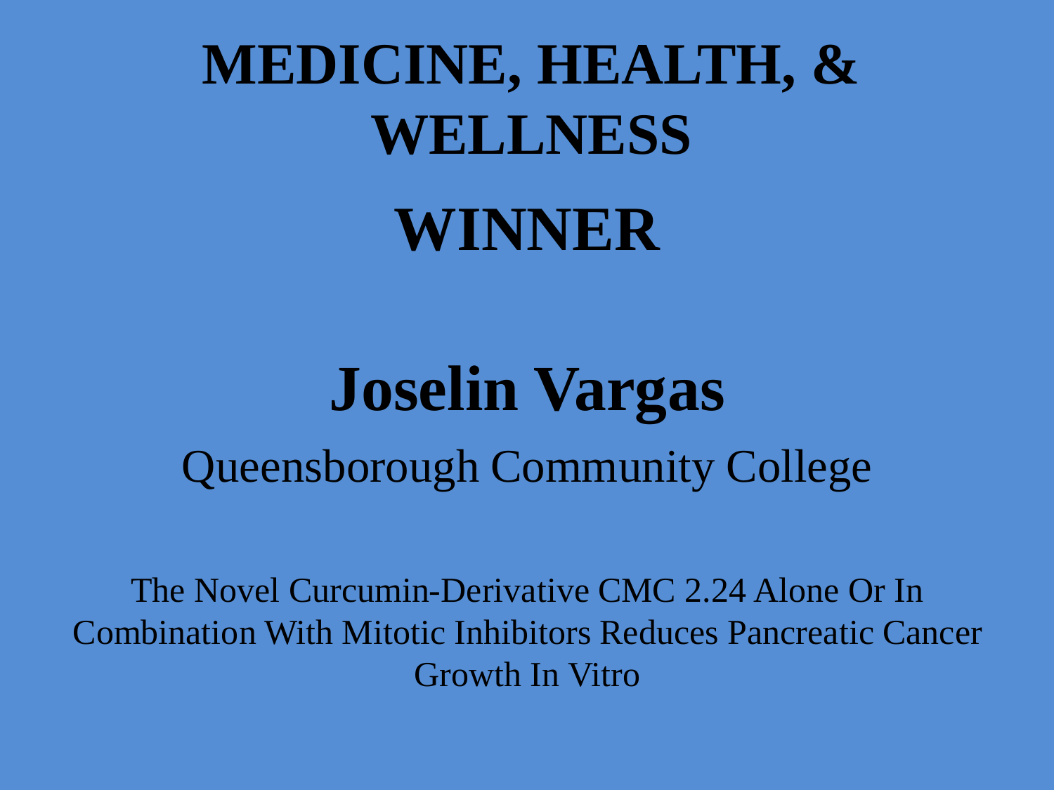# MEDICINE, HEALTH, & WELLNESS

# WINNER

## Joselin Vargas

Queensborough Community College

The Novel Curcumin-Derivative CMC 2.24 Alone Or In Combination With Mitotic Inhibitors Reduces Pancreatic Cancer Growth In Vitro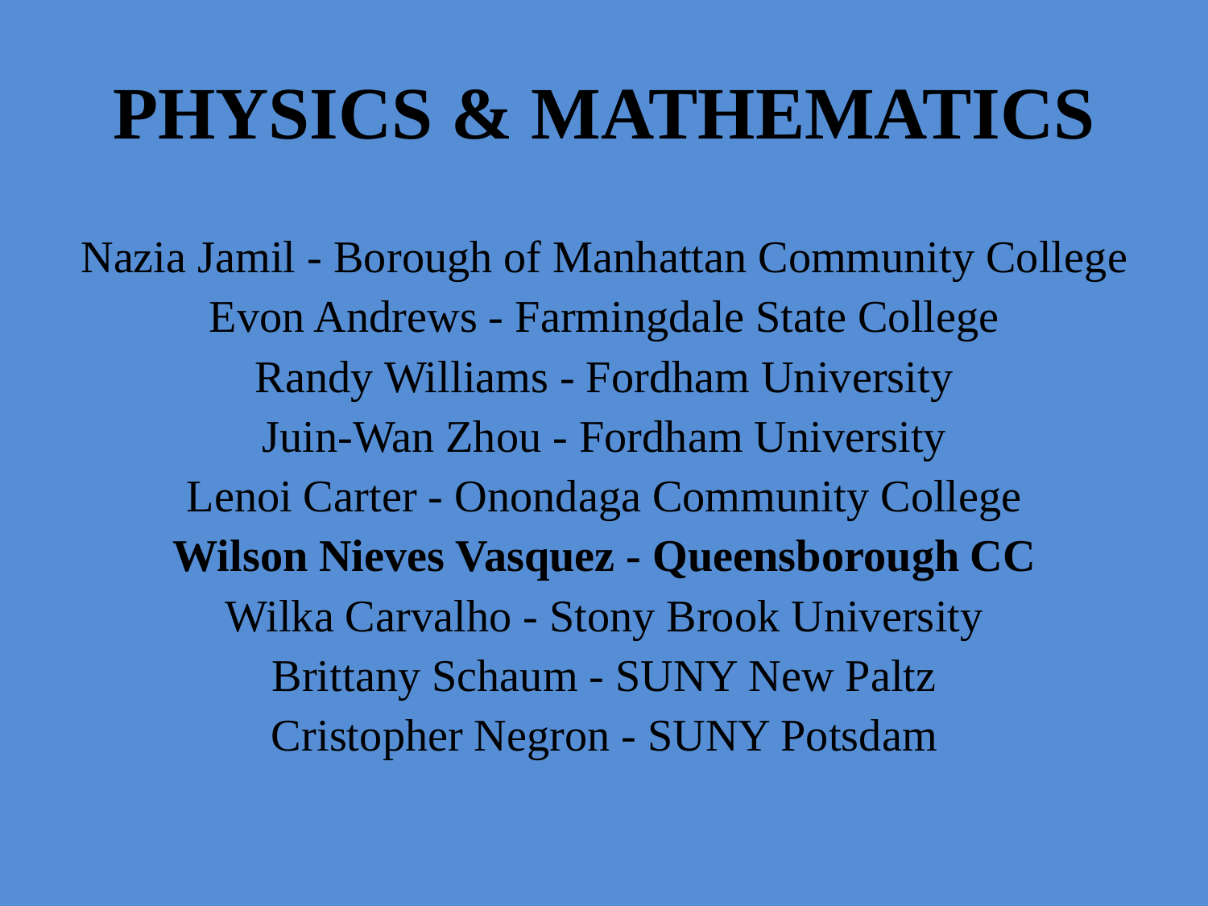# PHYSICS & MATHEMATICS

Nazia Jamil - Borough of Manhattan Community College

Evon Andrews - Farmingdale State College

Randy Williams - Fordham University

Juin-Wan Zhou - Fordham University

Lenoi Carter - Onondaga Community College

**Wilson Nieves Vasquez - Queensborough CC**

Wilka Carvalho - Stony Brook University

Brittany Schaum - SUNY New Paltz

Cristopher Negron - SUNY Potsdam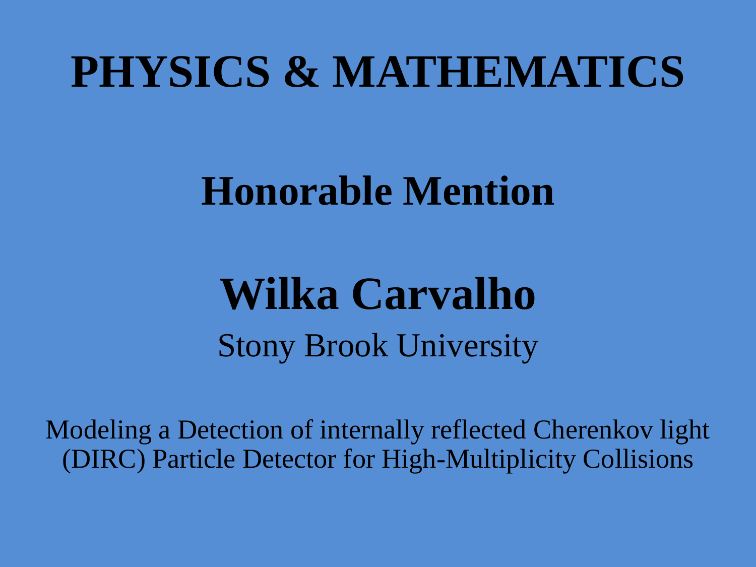# PHYSICS & MATHEMATICS

## Honorable Mention

## Wilka Carvalho

Stony Brook University

Modeling a Detection of internally reflected Cherenkov light (DIRC) Particle Detector for High-Multiplicity Collisions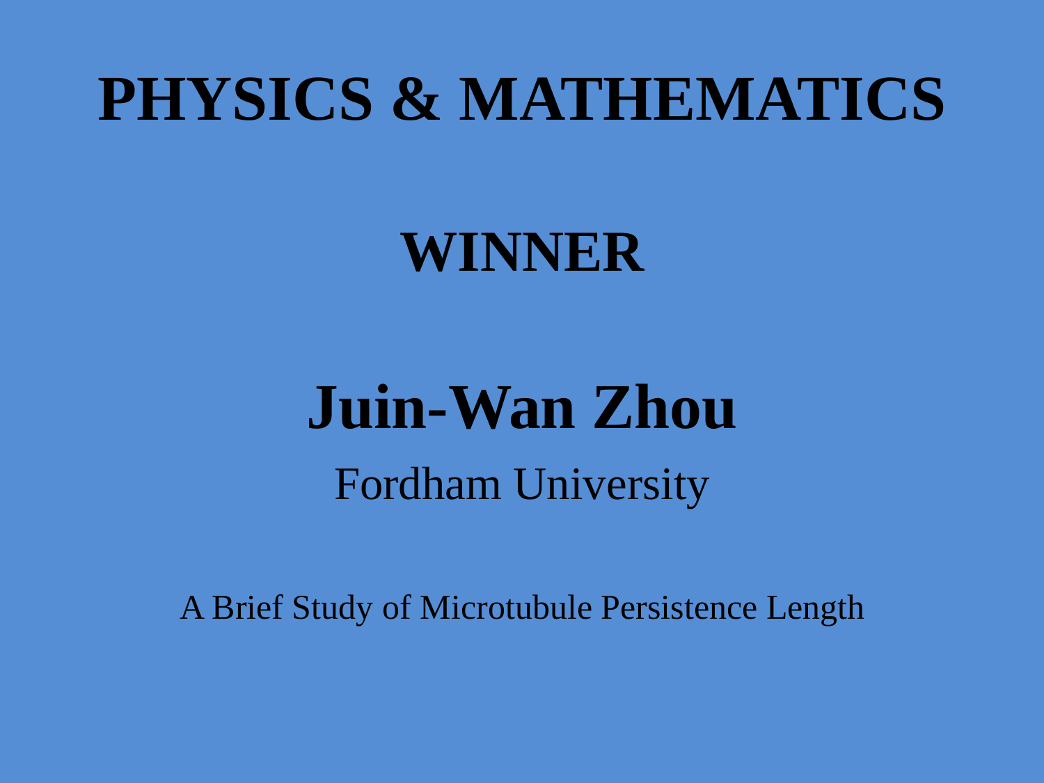# PHYSICS & MATHEMATICS

## WINNER

## Juin-Wan Zhou

Fordham University

A Brief Study of Microtubule Persistence Length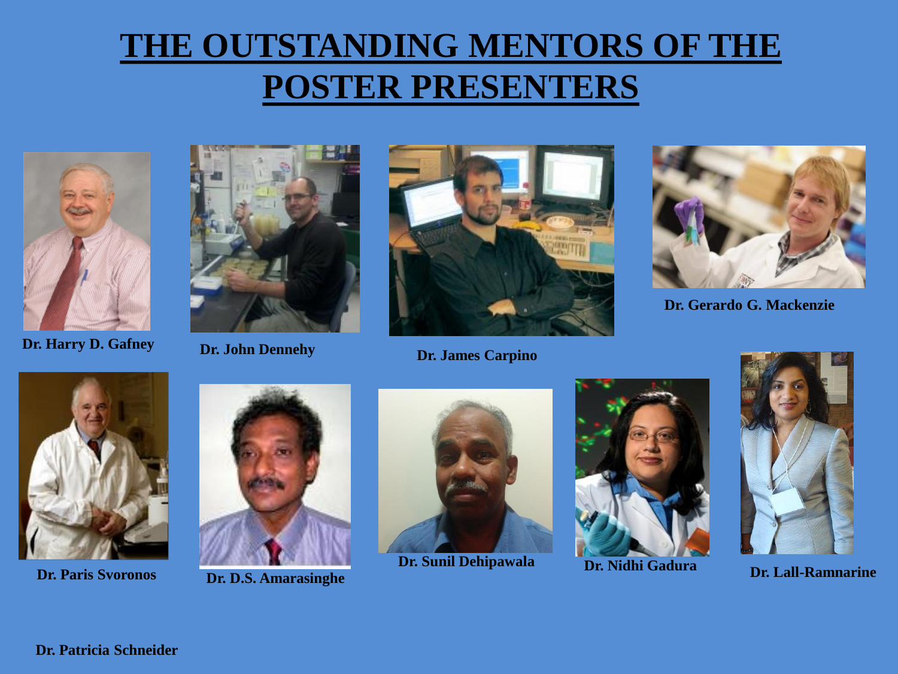# THE OUTSTANDING MENTORS OF THE POSTER PRESENTERS

**Dr. Harry D. Gafney**

**Dr. John Dennehy**

**Dr. James Carpino**

**Dr. Gerardo G. Mackenzie**

**Dr. Paris Svoronos**

**Dr. D.S. Amarasinghe**

**Dr. Sunil Dehipawala**

**Dr. Nidhi Gadura**

**Dr. Lall-Ramnarine**

**Dr. Patricia Schneider**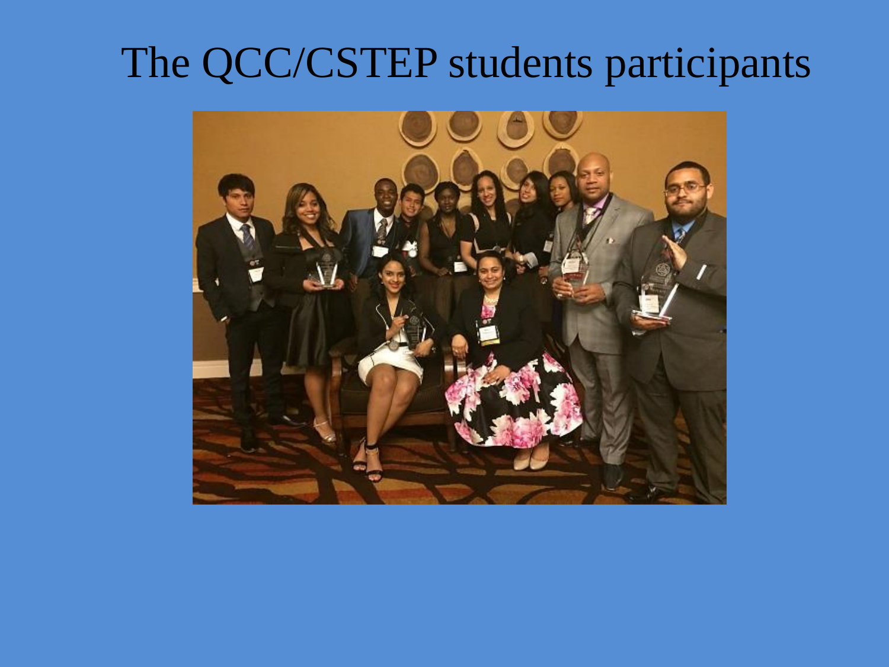# The QCC/CSTEP students participants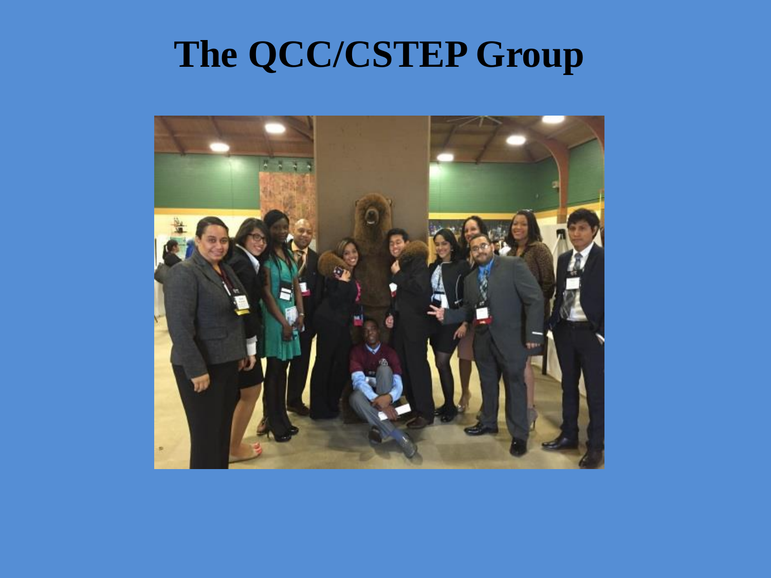# The QCC/CSTEP Group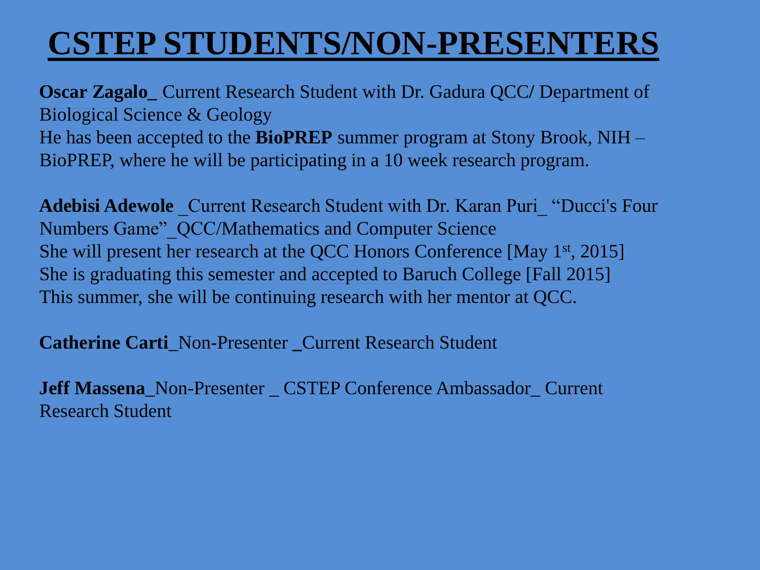# CSTEP STUDENTS/NON-PRESENTERS

**Oscar Zagalo_** Current Research Student with Dr. Gadura QCC/ Department of Biological Science & Geology
He has been accepted to the **BioPREP** summer program at Stony Brook, NIH – BioPREP, where he will be participating in a 10 week research program.

**Adebisi Adewole** _Current Research Student with Dr. Karan Puri_ "Ducci's Four Numbers Game"_QCC/Mathematics and Computer Science
She will present her research at the QCC Honors Conference [May 1st, 2015]
She is graduating this semester and accepted to Baruch College [Fall 2015]
This summer, she will be continuing research with her mentor at QCC.

**Catherine Carti**_Non-Presenter _Current Research Student

**Jeff Massena**_Non-Presenter _ CSTEP Conference Ambassador_ Current Research Student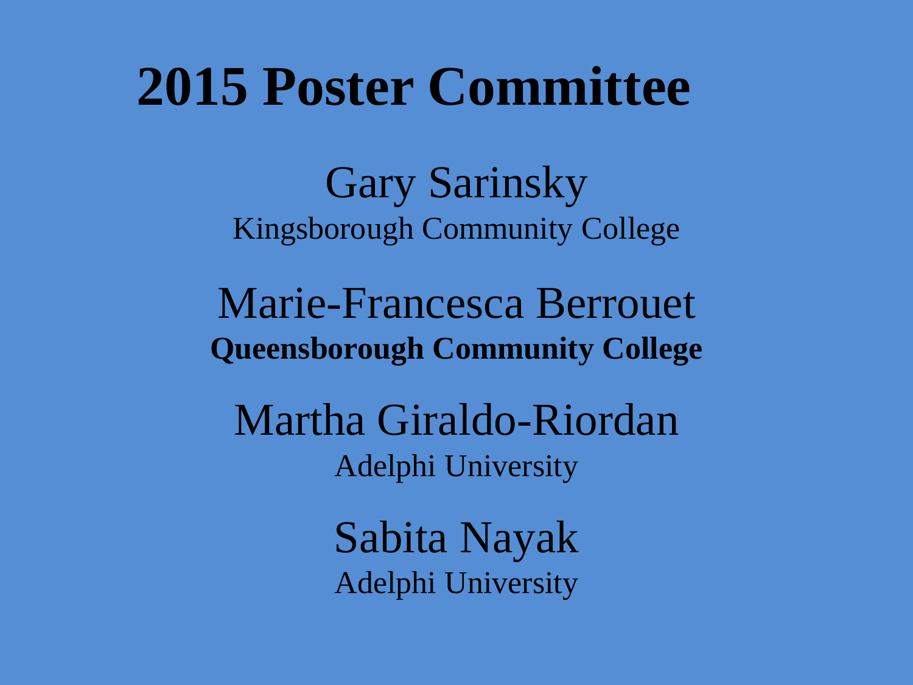# 2015 Poster Committee

Gary Sarinsky
Kingsborough Community College

Marie-Francesca Berrouet
**Queensborough Community College**

Martha Giraldo-Riordan
Adelphi University

Sabita Nayak
Adelphi University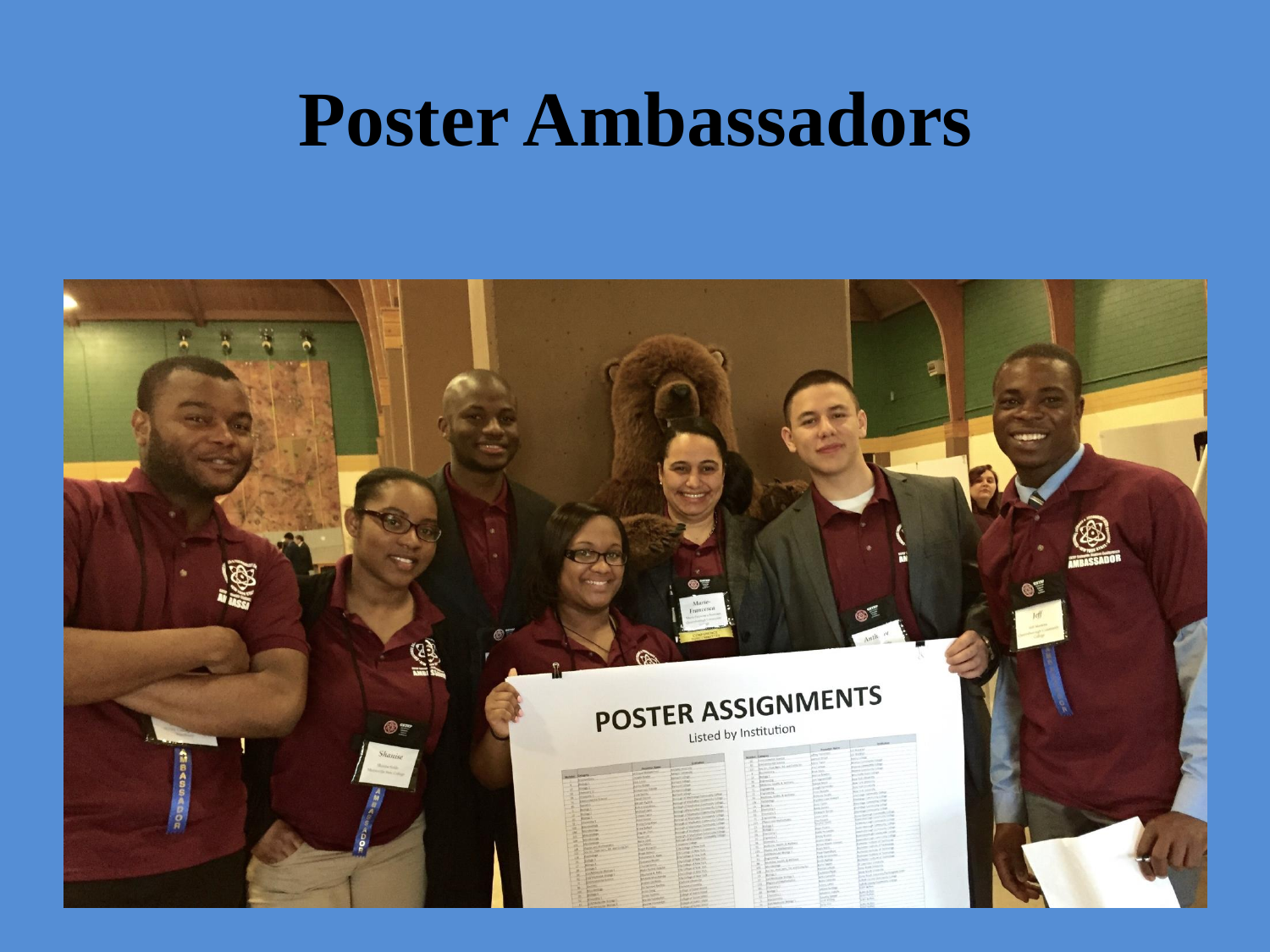# Poster Ambassadors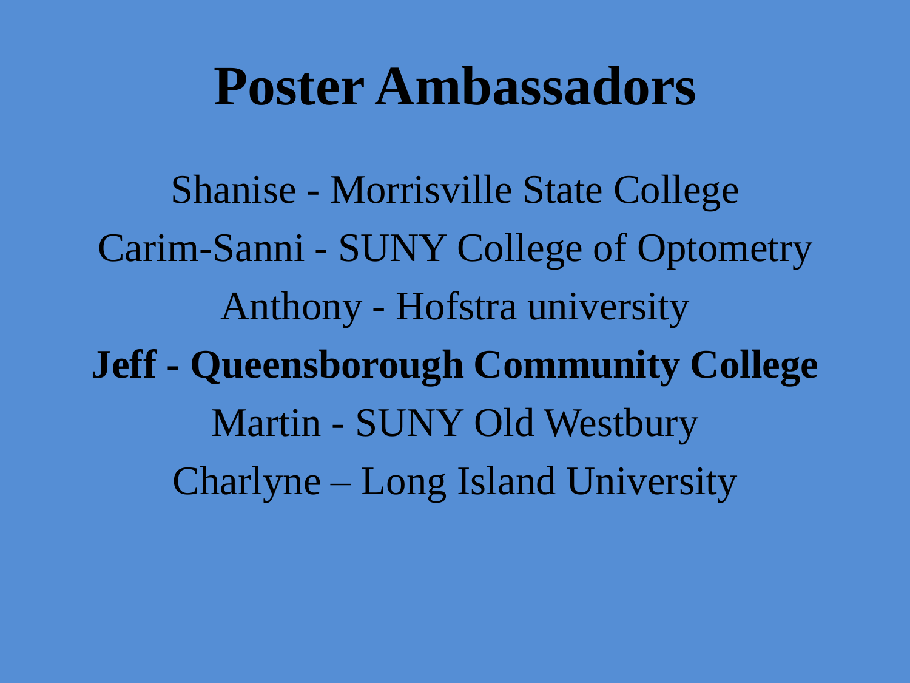# Poster Ambassadors

Shanise - Morrisville State College

Carim-Sanni - SUNY College of Optometry

Anthony - Hofstra university

**Jeff - Queensborough Community College**

Martin - SUNY Old Westbury

Charlyne – Long Island University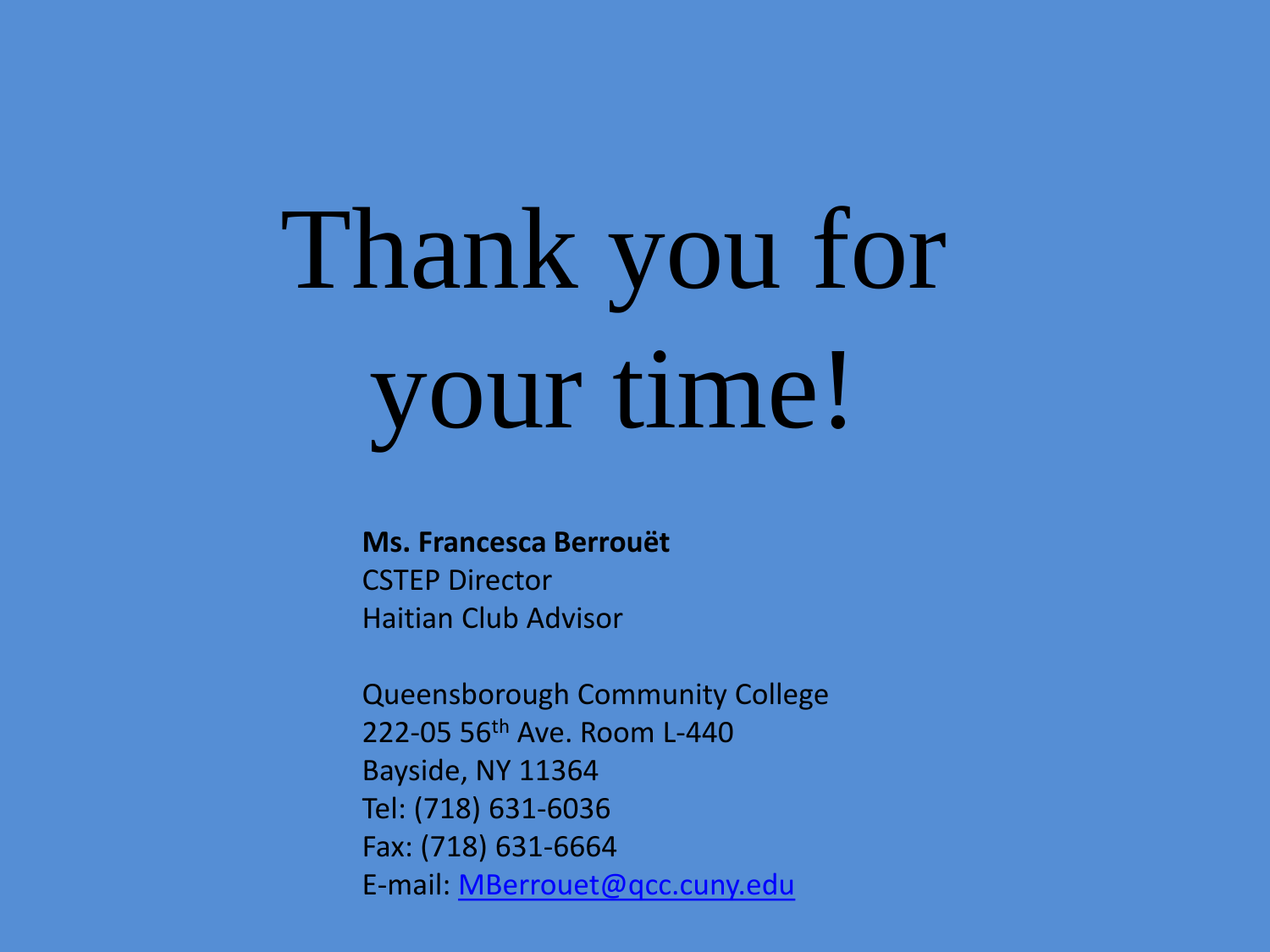# Thank you for your time!

**Ms. Francesca Berrouët**
CSTEP Director
Haitian Club Advisor

Queensborough Community College
222-05 56th Ave. Room L-440
Bayside, NY 11364
Tel: (718) 631-6036
Fax: (718) 631-6664
E-mail: MBerrouet@qcc.cuny.edu